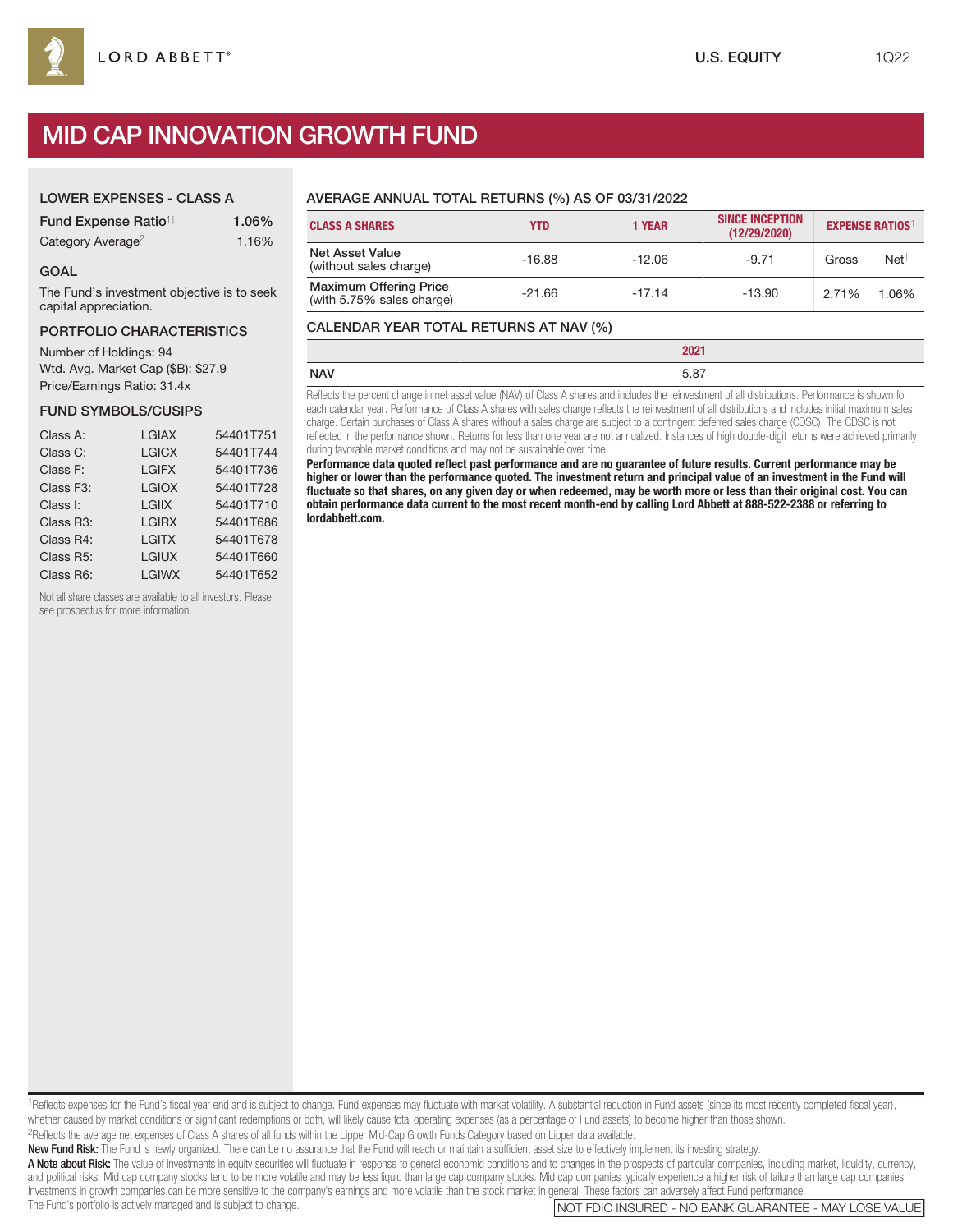LORD ABBETT®

U.S. EQUITY 1Q22

# MID CAP INNOVATION GROWTH FUND

## LOWER EXPENSES - CLASS A

| | |
|---|---|
| Fund Expense Ratio[1†] | 1.06% |
| Category Average[2] | 1.16% |

## GOAL

The Fund's investment objective is to seek capital appreciation.

## PORTFOLIO CHARACTERISTICS

Number of Holdings: 94
Wtd. Avg. Market Cap ($B): $27.9
Price/Earnings Ratio: 31.4x

## FUND SYMBOLS/CUSIPS

| | | |
|---|---|---|
| Class A: | LGIAX | 54401T751 |
| Class C: | LGICX | 54401T744 |
| Class F: | LGIFX | 54401T736 |
| Class F3: | LGIOX | 54401T728 |
| Class I: | LGIIX | 54401T710 |
| Class R3: | LGIRX | 54401T686 |
| Class R4: | LGITX | 54401T678 |
| Class R5: | LGIUX | 54401T660 |
| Class R6: | LGIWX | 54401T652 |

Not all share classes are available to all investors. Please see prospectus for more information.

## AVERAGE ANNUAL TOTAL RETURNS (%) AS OF 03/31/2022

| CLASS A SHARES | YTD | 1 YEAR | SINCE INCEPTION (12/29/2020) | EXPENSE RATIOS[1] | |
|---|---|---|---|---|---|
| Net Asset Value (without sales charge) | -16.88 | -12.06 | -9.71 | Gross | Net[†] |
| Maximum Offering Price (with 5.75% sales charge) | -21.66 | -17.14 | -13.90 | 2.71% | 1.06% |

## CALENDAR YEAR TOTAL RETURNS AT NAV (%)

| | 2021 |
|---|---|
| NAV | 5.87 |

Reflects the percent change in net asset value (NAV) of Class A shares and includes the reinvestment of all distributions. Performance is shown for each calendar year. Performance of Class A shares with sales charge reflects the reinvestment of all distributions and includes initial maximum sales charge. Certain purchases of Class A shares without a sales charge are subject to a contingent deferred sales charge (CDSC). The CDSC is not reflected in the performance shown. Returns for less than one year are not annualized. Instances of high double-digit returns were achieved primarily during favorable market conditions and may not be sustainable over time.

**Performance data quoted reflect past performance and are no guarantee of future results. Current performance may be higher or lower than the performance quoted. The investment return and principal value of an investment in the Fund will fluctuate so that shares, on any given day or when redeemed, may be worth more or less than their original cost. You can obtain performance data current to the most recent month-end by calling Lord Abbett at 888-522-2388 or referring to lordabbett.com.**

[1]Reflects expenses for the Fund's fiscal year end and is subject to change. Fund expenses may fluctuate with market volatility. A substantial reduction in Fund assets (since its most recently completed fiscal year), whether caused by market conditions or significant redemptions or both, will likely cause total operating expenses (as a percentage of Fund assets) to become higher than those shown.
[2]Reflects the average net expenses of Class A shares of all funds within the Lipper Mid-Cap Growth Funds Category based on Lipper data available.

**New Fund Risk:** The Fund is newly organized. There can be no assurance that the Fund will reach or maintain a sufficient asset size to effectively implement its investing strategy.

**A Note about Risk:** The value of investments in equity securities will fluctuate in response to general economic conditions and to changes in the prospects of particular companies, including market, liquidity, currency, and political risks. Mid cap company stocks tend to be more volatile and may be less liquid than large cap company stocks. Mid cap companies typically experience a higher risk of failure than large cap companies. Investments in growth companies can be more sensitive to the company's earnings and more volatile than the stock market in general. These factors can adversely affect Fund performance.
The Fund's portfolio is actively managed and is subject to change.

NOT FDIC INSURED - NO BANK GUARANTEE - MAY LOSE VALUE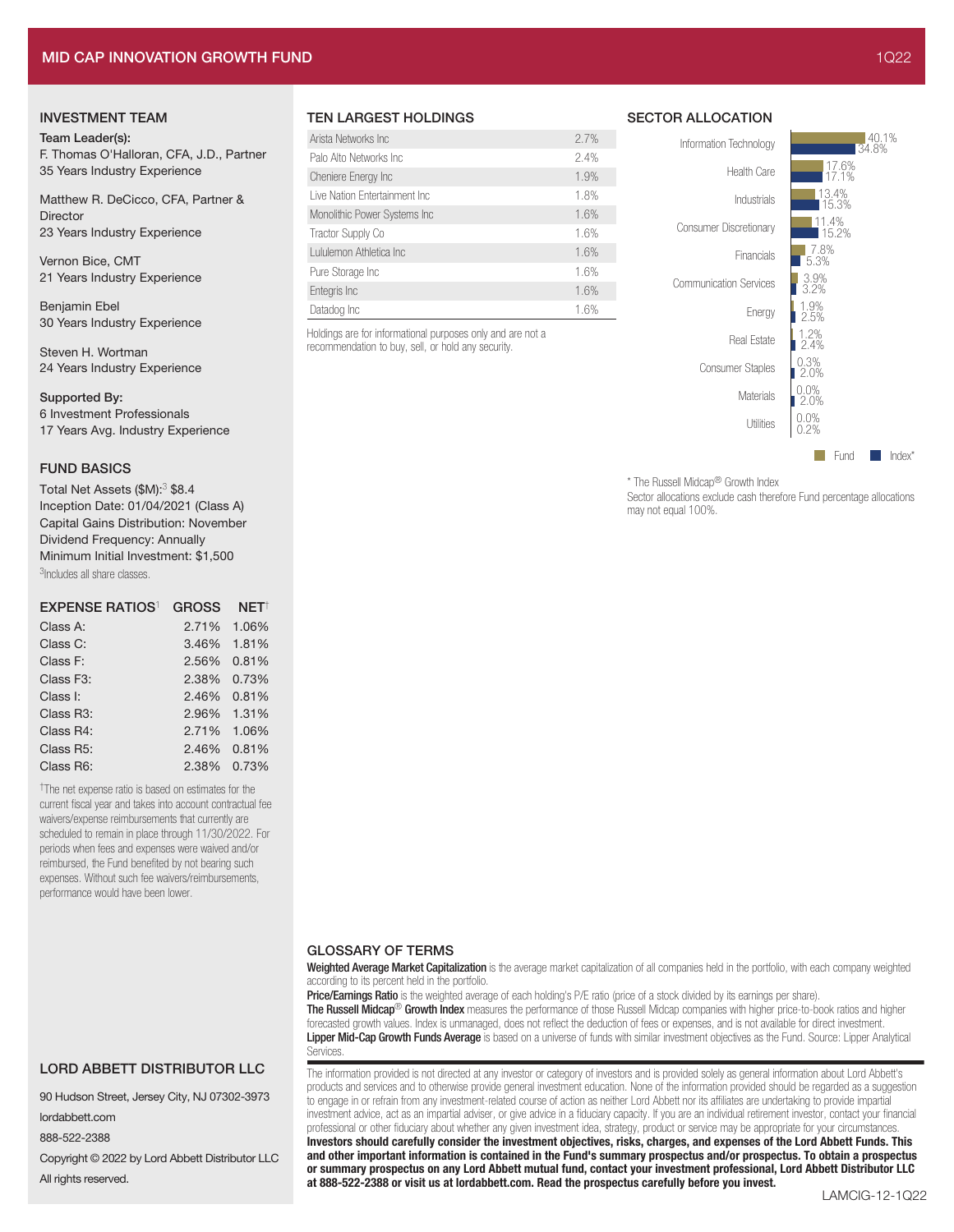## INVESTMENT TEAM

**Team Leader(s):**

F. Thomas O'Halloran, CFA, J.D., Partner
35 Years Industry Experience

Matthew R. DeCicco, CFA, Partner & Director
23 Years Industry Experience

Vernon Bice, CMT
21 Years Industry Experience

Benjamin Ebel
30 Years Industry Experience

Steven H. Wortman
24 Years Industry Experience

**Supported By:**
6 Investment Professionals
17 Years Avg. Industry Experience

## FUND BASICS

Total Net Assets ($M):[3] $8.4
Inception Date: 01/04/2021 (Class A)
Capital Gains Distribution: November
Dividend Frequency: Annually
Minimum Initial Investment: $1,500

[3]Includes all share classes.

| EXPENSE RATIOS[†] | GROSS | NET[†] |
|---|---|---|
| Class A: | 2.71% | 1.06% |
| Class C: | 3.46% | 1.81% |
| Class F: | 2.56% | 0.81% |
| Class F3: | 2.38% | 0.73% |
| Class I: | 2.46% | 0.81% |
| Class R3: | 2.96% | 1.31% |
| Class R4: | 2.71% | 1.06% |
| Class R5: | 2.46% | 0.81% |
| Class R6: | 2.38% | 0.73% |

[†]The net expense ratio is based on estimates for the current fiscal year and takes into account contractual fee waivers/expense reimbursements that currently are scheduled to remain in place through 11/30/2022. For periods when fees and expenses were waived and/or reimbursed, the Fund benefited by not bearing such expenses. Without such fee waivers/reimbursements, performance would have been lower.

## TEN LARGEST HOLDINGS

| | |
|---|---|
| Arista Networks Inc | 2.7% |
| Palo Alto Networks Inc | 2.4% |
| Cheniere Energy Inc | 1.9% |
| Live Nation Entertainment Inc | 1.8% |
| Monolithic Power Systems Inc | 1.6% |
| Tractor Supply Co | 1.6% |
| Lululemon Athletica Inc | 1.6% |
| Pure Storage Inc | 1.6% |
| Entegris Inc | 1.6% |
| Datadog Inc | 1.6% |

Holdings are for informational purposes only and are not a recommendation to buy, sell, or hold any security.

## SECTOR ALLOCATION

Information Technology 40.1% 34.8%
Health Care 17.6% 17.1%
Industrials 13.4% 15.3%
Consumer Discretionary 11.4% 15.2%
Financials 7.8% 5.3%
Communication Services 3.9% 3.2%
Energy 1.9% 2.5%
Real Estate 1.2% 2.4%
Consumer Staples 0.3% 2.0%
Materials 0.0% 2.0%
Utilities 0.0% 0.2%

Fund Index*

\* The Russell Midcap® Growth Index

Sector allocations exclude cash therefore Fund percentage allocations may not equal 100%.

## GLOSSARY OF TERMS

**Weighted Average Market Capitalization** is the average market capitalization of all companies held in the portfolio, with each company weighted according to its percent held in the portfolio.

**Price/Earnings Ratio** is the weighted average of each holding's P/E ratio (price of a stock divided by its earnings per share).

**The Russell Midcap® Growth Index** measures the performance of those Russell Midcap companies with higher price-to-book ratios and higher forecasted growth values. Index is unmanaged, does not reflect the deduction of fees or expenses, and is not available for direct investment.

**Lipper Mid-Cap Growth Funds Average** is based on a universe of funds with similar investment objectives as the Fund. Source: Lipper Analytical Services.

The information provided is not directed at any investor or category of investors and is provided solely as general information about Lord Abbett's products and services and to otherwise provide general investment education. None of the information provided should be regarded as a suggestion to engage in or refrain from any investment-related course of action as neither Lord Abbett nor its affiliates are undertaking to provide impartial investment advice, act as an impartial adviser, or give advice in a fiduciary capacity. If you are an individual retirement investor, contact your financial professional or other fiduciary about whether any given investment idea, strategy, product or service may be appropriate for your circumstances.

**Investors should carefully consider the investment objectives, risks, charges, and expenses of the Lord Abbett Funds. This and other important information is contained in the Fund's summary prospectus and/or prospectus. To obtain a prospectus or summary prospectus on any Lord Abbett mutual fund, contact your investment professional, Lord Abbett Distributor LLC at 888-522-2388 or visit us at lordabbett.com. Read the prospectus carefully before you invest.**

## LORD ABBETT DISTRIBUTOR LLC

90 Hudson Street, Jersey City, NJ 07302-3973

lordabbett.com

888-522-2388

Copyright © 2022 by Lord Abbett Distributor LLC

All rights reserved.

LAMCIG-12-1Q22